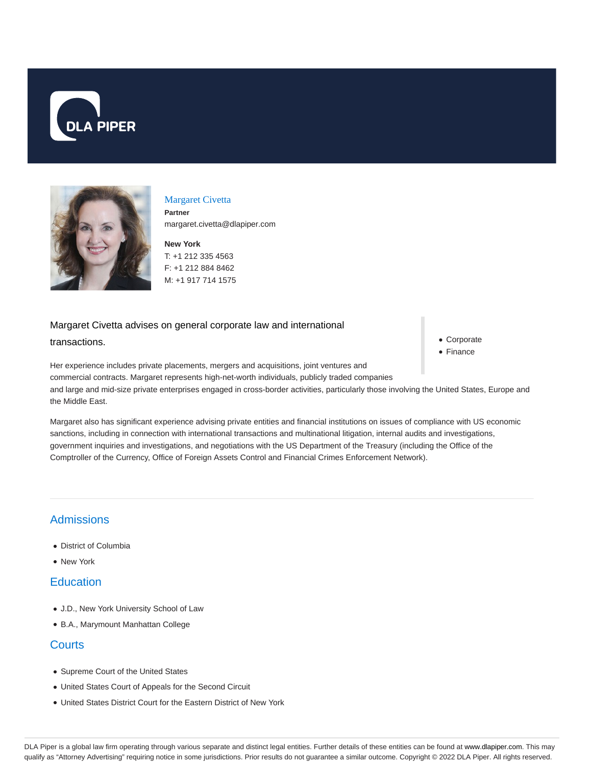DLA PIPER

## Margaret Civetta

**Partner**

margaret.civetta@dlapiper.com

**New York**

T: +1 212 335 4563

F: +1 212 884 8462

M: +1 917 714 1575

Margaret Civetta advises on general corporate law and international transactions.

- Corporate
- Finance

Her experience includes private placements, mergers and acquisitions, joint ventures and commercial contracts. Margaret represents high-net-worth individuals, publicly traded companies and large and mid-size private enterprises engaged in cross-border activities, particularly those involving the United States, Europe and the Middle East.

Margaret also has significant experience advising private entities and financial institutions on issues of compliance with US economic sanctions, including in connection with international transactions and multinational litigation, internal audits and investigations, government inquiries and investigations, and negotiations with the US Department of the Treasury (including the Office of the Comptroller of the Currency, Office of Foreign Assets Control and Financial Crimes Enforcement Network).

## Admissions

- District of Columbia
- New York

## Education

- J.D., New York University School of Law
- B.A., Marymount Manhattan College

## Courts

- Supreme Court of the United States
- United States Court of Appeals for the Second Circuit
- United States District Court for the Eastern District of New York

DLA Piper is a global law firm operating through various separate and distinct legal entities. Further details of these entities can be found at www.dlapiper.com. This may qualify as "Attorney Advertising" requiring notice in some jurisdictions. Prior results do not guarantee a similar outcome. Copyright © 2022 DLA Piper. All rights reserved.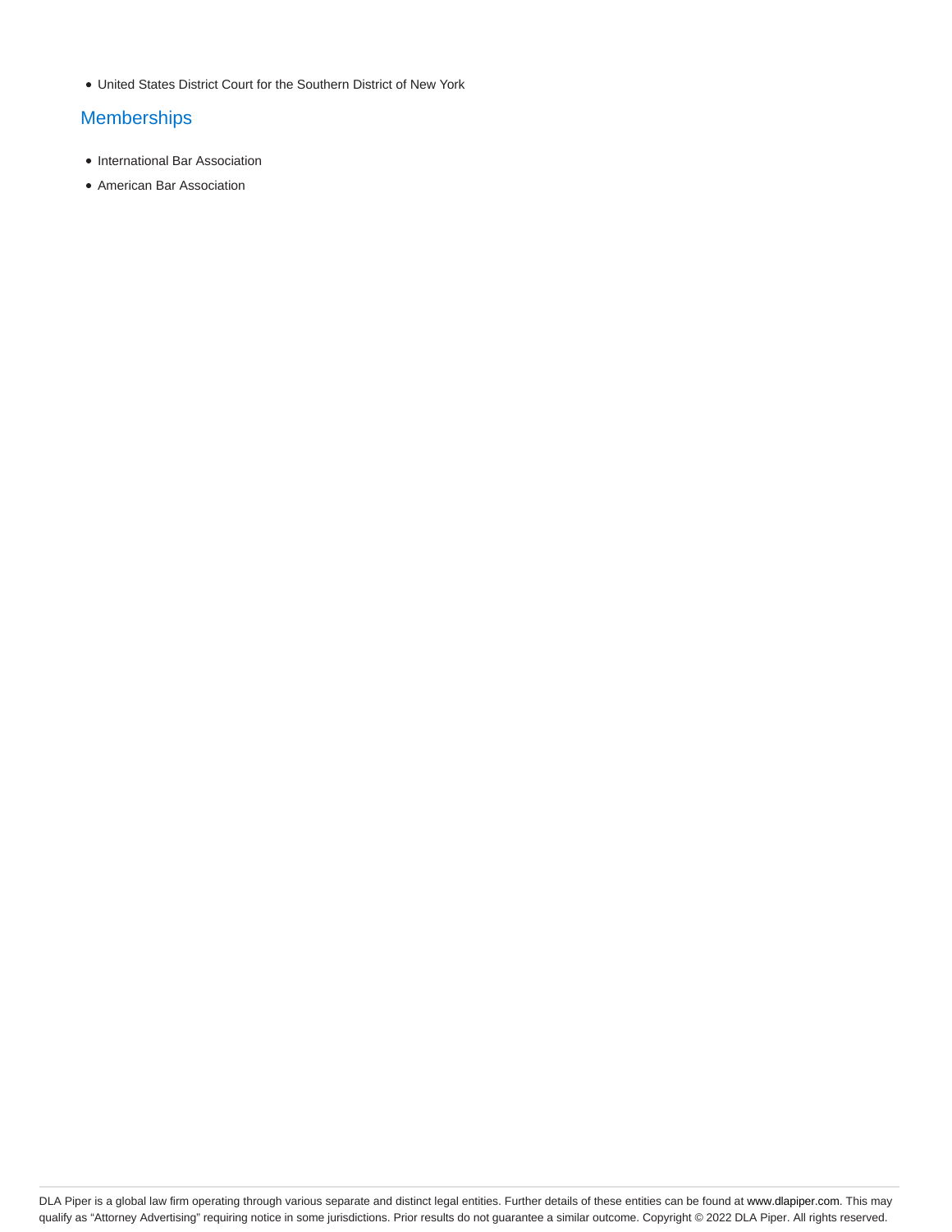- United States District Court for the Southern District of New York

## Memberships

- International Bar Association
- American Bar Association